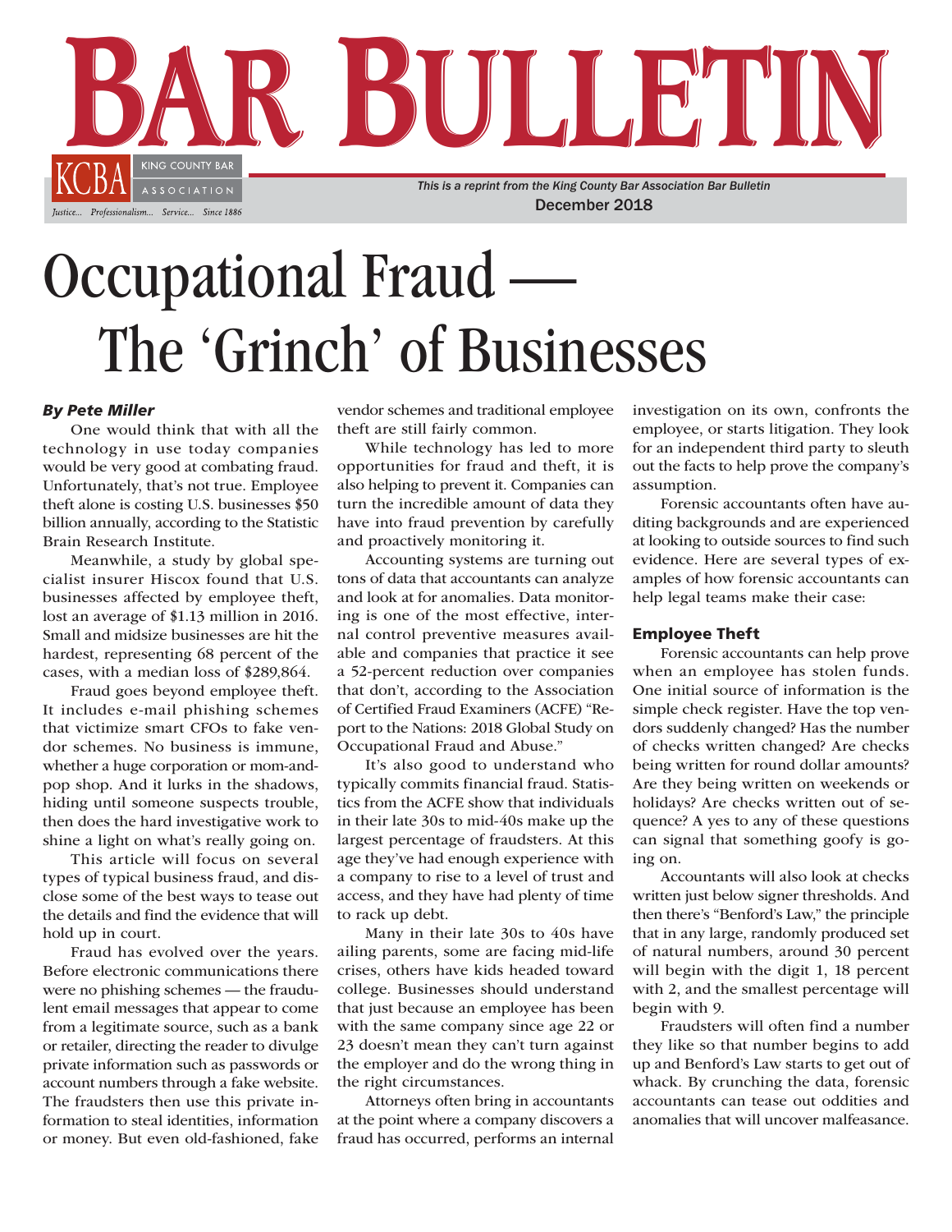# Bar Bulletin

KCBA — King County Bar Association

*Justice... Professionalism... Service... Since 1886*

*This is a reprint from the King County Bar Association Bar Bulletin*
December 2018

# Occupational Fraud — The 'Grinch' of Businesses

***By Pete Miller***

One would think that with all the technology in use today companies would be very good at combating fraud. Unfortunately, that's not true. Employee theft alone is costing U.S. businesses $50 billion annually, according to the Statistic Brain Research Institute.

Meanwhile, a study by global specialist insurer Hiscox found that U.S. businesses affected by employee theft, lost an average of $1.13 million in 2016. Small and midsize businesses are hit the hardest, representing 68 percent of the cases, with a median loss of $289,864.

Fraud goes beyond employee theft. It includes e-mail phishing schemes that victimize smart CFOs to fake vendor schemes. No business is immune, whether a huge corporation or mom-and-pop shop. And it lurks in the shadows, hiding until someone suspects trouble, then does the hard investigative work to shine a light on what's really going on.

This article will focus on several types of typical business fraud, and disclose some of the best ways to tease out the details and find the evidence that will hold up in court.

Fraud has evolved over the years. Before electronic communications there were no phishing schemes — the fraudulent email messages that appear to come from a legitimate source, such as a bank or retailer, directing the reader to divulge private information such as passwords or account numbers through a fake website. The fraudsters then use this private information to steal identities, information or money. But even old-fashioned, fake vendor schemes and traditional employee theft are still fairly common.

While technology has led to more opportunities for fraud and theft, it is also helping to prevent it. Companies can turn the incredible amount of data they have into fraud prevention by carefully and proactively monitoring it.

Accounting systems are turning out tons of data that accountants can analyze and look at for anomalies. Data monitoring is one of the most effective, internal control preventive measures available and companies that practice it see a 52-percent reduction over companies that don't, according to the Association of Certified Fraud Examiners (ACFE) "Report to the Nations: 2018 Global Study on Occupational Fraud and Abuse."

It's also good to understand who typically commits financial fraud. Statistics from the ACFE show that individuals in their late 30s to mid-40s make up the largest percentage of fraudsters. At this age they've had enough experience with a company to rise to a level of trust and access, and they have had plenty of time to rack up debt.

Many in their late 30s to 40s have ailing parents, some are facing mid-life crises, others have kids headed toward college. Businesses should understand that just because an employee has been with the same company since age 22 or 23 doesn't mean they can't turn against the employer and do the wrong thing in the right circumstances.

Attorneys often bring in accountants at the point where a company discovers a fraud has occurred, performs an internal investigation on its own, confronts the employee, or starts litigation. They look for an independent third party to sleuth out the facts to help prove the company's assumption.

Forensic accountants often have auditing backgrounds and are experienced at looking to outside sources to find such evidence. Here are several types of examples of how forensic accountants can help legal teams make their case:

## Employee Theft

Forensic accountants can help prove when an employee has stolen funds. One initial source of information is the simple check register. Have the top vendors suddenly changed? Has the number of checks written changed? Are checks being written for round dollar amounts? Are they being written on weekends or holidays? Are checks written out of sequence? A yes to any of these questions can signal that something goofy is going on.

Accountants will also look at checks written just below signer thresholds. And then there's "Benford's Law," the principle that in any large, randomly produced set of natural numbers, around 30 percent will begin with the digit 1, 18 percent with 2, and the smallest percentage will begin with 9.

Fraudsters will often find a number they like so that number begins to add up and Benford's Law starts to get out of whack. By crunching the data, forensic accountants can tease out oddities and anomalies that will uncover malfeasance.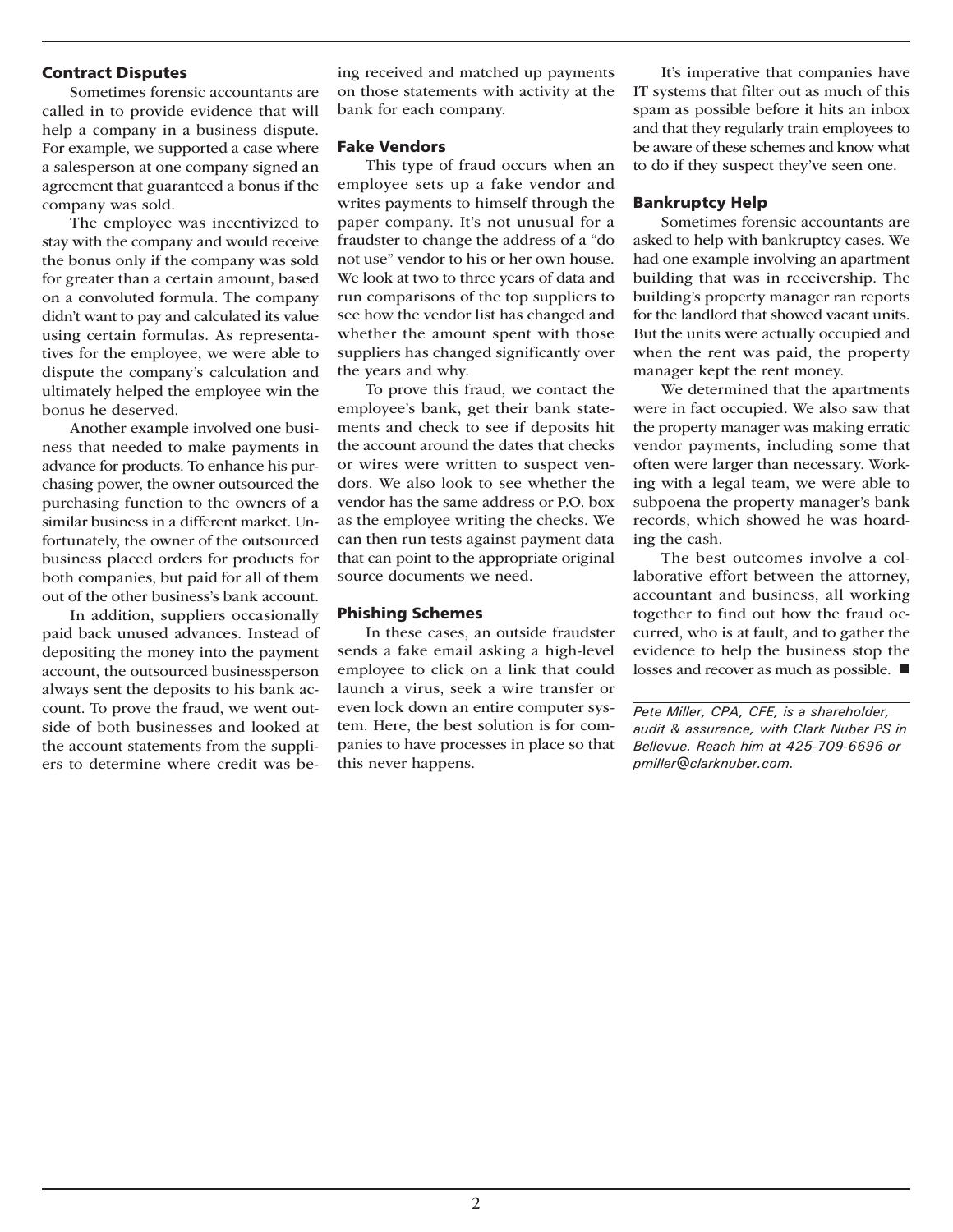## Contract Disputes

Sometimes forensic accountants are called in to provide evidence that will help a company in a business dispute. For example, we supported a case where a salesperson at one company signed an agreement that guaranteed a bonus if the company was sold.

The employee was incentivized to stay with the company and would receive the bonus only if the company was sold for greater than a certain amount, based on a convoluted formula. The company didn't want to pay and calculated its value using certain formulas. As representatives for the employee, we were able to dispute the company's calculation and ultimately helped the employee win the bonus he deserved.

Another example involved one business that needed to make payments in advance for products. To enhance his purchasing power, the owner outsourced the purchasing function to the owners of a similar business in a different market. Unfortunately, the owner of the outsourced business placed orders for products for both companies, but paid for all of them out of the other business's bank account.

In addition, suppliers occasionally paid back unused advances. Instead of depositing the money into the payment account, the outsourced businessperson always sent the deposits to his bank account. To prove the fraud, we went outside of both businesses and looked at the account statements from the suppliers to determine where credit was being received and matched up payments on those statements with activity at the bank for each company.

## Fake Vendors

This type of fraud occurs when an employee sets up a fake vendor and writes payments to himself through the paper company. It's not unusual for a fraudster to change the address of a "do not use" vendor to his or her own house. We look at two to three years of data and run comparisons of the top suppliers to see how the vendor list has changed and whether the amount spent with those suppliers has changed significantly over the years and why.

To prove this fraud, we contact the employee's bank, get their bank statements and check to see if deposits hit the account around the dates that checks or wires were written to suspect vendors. We also look to see whether the vendor has the same address or P.O. box as the employee writing the checks. We can then run tests against payment data that can point to the appropriate original source documents we need.

## Phishing Schemes

In these cases, an outside fraudster sends a fake email asking a high-level employee to click on a link that could launch a virus, seek a wire transfer or even lock down an entire computer system. Here, the best solution is for companies to have processes in place so that this never happens.

It's imperative that companies have IT systems that filter out as much of this spam as possible before it hits an inbox and that they regularly train employees to be aware of these schemes and know what to do if they suspect they've seen one.

## Bankruptcy Help

Sometimes forensic accountants are asked to help with bankruptcy cases. We had one example involving an apartment building that was in receivership. The building's property manager ran reports for the landlord that showed vacant units. But the units were actually occupied and when the rent was paid, the property manager kept the rent money.

We determined that the apartments were in fact occupied. We also saw that the property manager was making erratic vendor payments, including some that often were larger than necessary. Working with a legal team, we were able to subpoena the property manager's bank records, which showed he was hoarding the cash.

The best outcomes involve a collaborative effort between the attorney, accountant and business, all working together to find out how the fraud occurred, who is at fault, and to gather the evidence to help the business stop the losses and recover as much as possible. ■

*Pete Miller, CPA, CFE, is a shareholder, audit & assurance, with Clark Nuber PS in Bellevue. Reach him at 425-709-6696 or pmiller@clarknuber.com.*